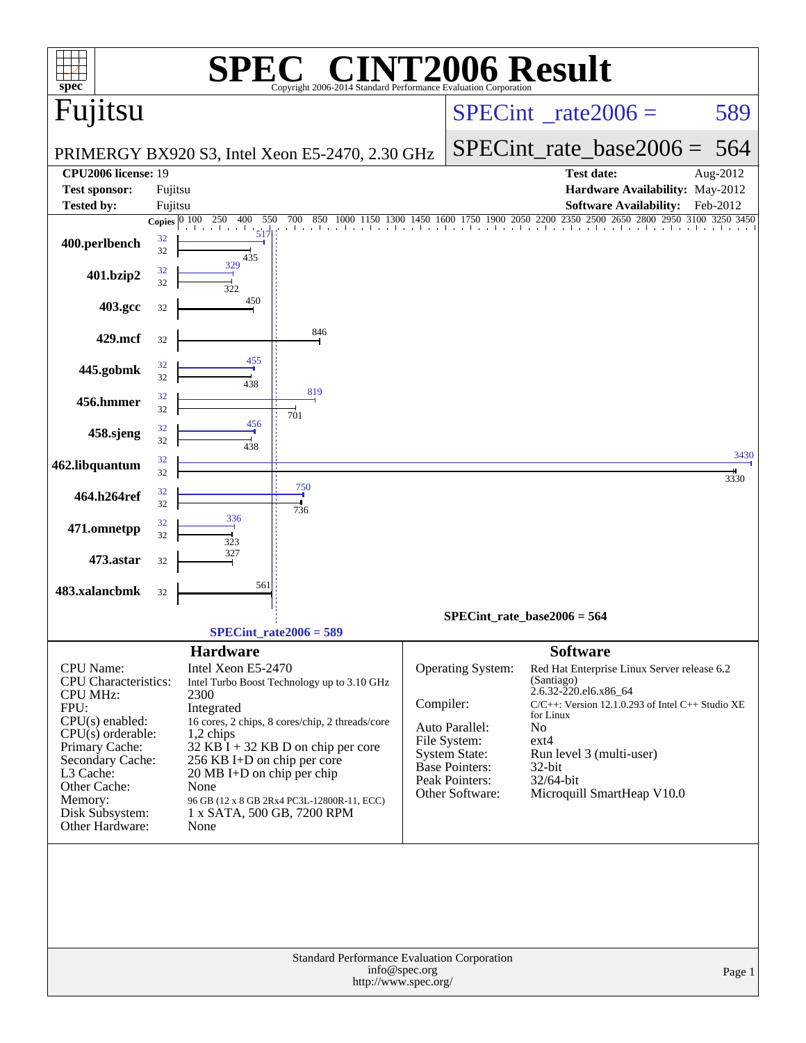# SPEC CINT2006 Result

Copyright 2006-2014 Standard Performance Evaluation Corporation

## Fujitsu

PRIMERGY BX920 S3, Intel Xeon E5-2470, 2.30 GHz

SPECint_rate2006 = 589

SPECint_rate_base2006 = 564

| | | | |
|---|---|---|---|
| **CPU2006 license:** 19 | | **Test date:** | Aug-2012 |
| **Test sponsor:** | Fujitsu | **Hardware Availability:** | May-2012 |
| **Tested by:** | Fujitsu | **Software Availability:** | Feb-2012 |

| Benchmark | Copies (peak) | Copies (base) | Peak | Base |
|---|---|---|---|---|
| 400.perlbench | 32 | 32 | 517 | 435 |
| 401.bzip2 | 32 | 32 | 329 | 322 |
| 403.gcc | | 32 | | 450 |
| 429.mcf | | 32 | | 846 |
| 445.gobmk | 32 | 32 | 455 | 438 |
| 456.hmmer | 32 | 32 | 819 | 701 |
| 458.sjeng | 32 | 32 | 456 | 438 |
| 462.libquantum | 32 | 32 | 3430 | 3330 |
| 464.h264ref | 32 | 32 | 750 | 736 |
| 471.omnetpp | 32 | 32 | 336 | 323 |
| 473.astar | | 32 | | 327 |
| 483.xalancbmk | | 32 | | 561 |

SPECint_rate_base2006 = 564

SPECint_rate2006 = 589

## Hardware

| | |
|---|---|
| CPU Name: | Intel Xeon E5-2470 |
| CPU Characteristics: | Intel Turbo Boost Technology up to 3.10 GHz |
| CPU MHz: | 2300 |
| FPU: | Integrated |
| CPU(s) enabled: | 16 cores, 2 chips, 8 cores/chip, 2 threads/core |
| CPU(s) orderable: | 1,2 chips |
| Primary Cache: | 32 KB I + 32 KB D on chip per core |
| Secondary Cache: | 256 KB I+D on chip per core |
| L3 Cache: | 20 MB I+D on chip per chip |
| Other Cache: | None |
| Memory: | 96 GB (12 x 8 GB 2Rx4 PC3L-12800R-11, ECC) |
| Disk Subsystem: | 1 x SATA, 500 GB, 7200 RPM |
| Other Hardware: | None |

## Software

| | |
|---|---|
| Operating System: | Red Hat Enterprise Linux Server release 6.2 (Santiago) 2.6.32-220.el6.x86_64 |
| Compiler: | C/C++: Version 12.1.0.293 of Intel C++ Studio XE for Linux |
| Auto Parallel: | No |
| File System: | ext4 |
| System State: | Run level 3 (multi-user) |
| Base Pointers: | 32-bit |
| Peak Pointers: | 32/64-bit |
| Other Software: | Microquill SmartHeap V10.0 |

Standard Performance Evaluation Corporation
info@spec.org
http://www.spec.org/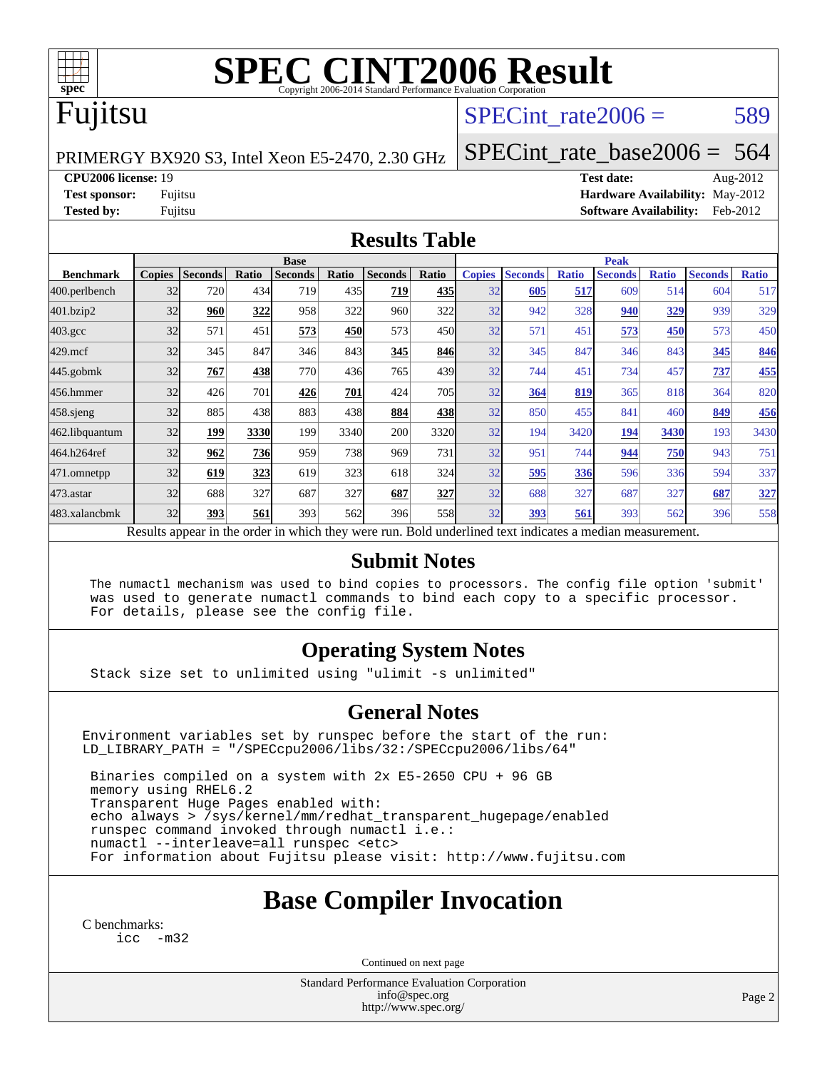# SPEC CINT2006 Result

Copyright 2006-2014 Standard Performance Evaluation Corporation

## Fujitsu

PRIMERGY BX920 S3, Intel Xeon E5-2470, 2.30 GHz

SPECint_rate2006 = 589

SPECint_rate_base2006 = 564

**CPU2006 license:** 19
**Test sponsor:** Fujitsu
**Tested by:** Fujitsu

**Test date:** Aug-2012
**Hardware Availability:** May-2012
**Software Availability:** Feb-2012

## Results Table

| Benchmark | Base | | | | | | | Peak | | | | | | |
|---|---|---|---|---|---|---|---|---|---|---|---|---|---|---|
| | Copies | Seconds | Ratio | Seconds | Ratio | Seconds | Ratio | Copies | Seconds | Ratio | Seconds | Ratio | Seconds | Ratio |
| 400.perlbench | 32 | 720 | 434 | 719 | 435 | **719** | **435** | 32 | **605** | **517** | 609 | 514 | 604 | 517 |
| 401.bzip2 | 32 | **960** | **322** | 958 | 322 | 960 | 322 | 32 | 942 | 328 | **940** | **329** | 939 | 329 |
| 403.gcc | 32 | 571 | 451 | **573** | **450** | 573 | 450 | 32 | 571 | 451 | **573** | **450** | 573 | 450 |
| 429.mcf | 32 | 345 | 847 | 346 | 843 | **345** | **846** | 32 | 345 | 847 | 346 | 843 | **345** | **846** |
| 445.gobmk | 32 | **767** | **438** | 770 | 436 | 765 | 439 | 32 | 744 | 451 | 734 | 457 | **737** | **455** |
| 456.hmmer | 32 | 426 | 701 | **426** | **701** | 424 | 705 | 32 | **364** | **819** | 365 | 818 | 364 | 820 |
| 458.sjeng | 32 | 885 | 438 | 883 | 438 | **884** | **438** | 32 | 850 | 455 | 841 | 460 | **849** | **456** |
| 462.libquantum | 32 | **199** | **3330** | 199 | 3340 | 200 | 3320 | 32 | 194 | 3420 | **194** | **3430** | 193 | 3430 |
| 464.h264ref | 32 | **962** | **736** | 959 | 738 | 969 | 731 | 32 | 951 | 744 | **944** | **750** | 943 | 751 |
| 471.omnetpp | 32 | **619** | **323** | 619 | 323 | 618 | 324 | 32 | **595** | **336** | 596 | 336 | 594 | 337 |
| 473.astar | 32 | 688 | 327 | 687 | 327 | **687** | **327** | 32 | 688 | 327 | 687 | 327 | **687** | **327** |
| 483.xalancbmk | 32 | **393** | **561** | 393 | 562 | 396 | 558 | 32 | **393** | **561** | 393 | 562 | 396 | 558 |

Results appear in the order in which they were run. Bold underlined text indicates a median measurement.

## Submit Notes

```
The numactl mechanism was used to bind copies to processors. The config file option 'submit'
was used to generate numactl commands to bind each copy to a specific processor.
For details, please see the config file.
```

## Operating System Notes

```
Stack size set to unlimited using "ulimit -s unlimited"
```

## General Notes

```
Environment variables set by runspec before the start of the run:
LD_LIBRARY_PATH = "/SPECcpu2006/libs/32:/SPECcpu2006/libs/64"

 Binaries compiled on a system with 2x E5-2650 CPU + 96 GB
 memory using RHEL6.2
 Transparent Huge Pages enabled with:
 echo always > /sys/kernel/mm/redhat_transparent_hugepage/enabled
 runspec command invoked through numactl i.e.:
 numactl --interleave=all runspec <etc>
 For information about Fujitsu please visit: http://www.fujitsu.com
```

## Base Compiler Invocation

C benchmarks:

```
icc -m32
```

Continued on next page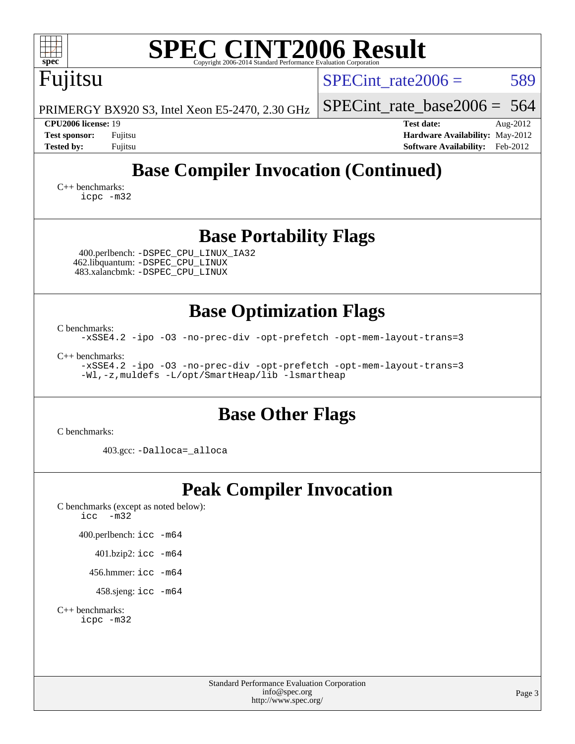# SPEC CINT2006 Result

Fujitsu

PRIMERGY BX920 S3, Intel Xeon E5-2470, 2.30 GHz

SPECint_rate2006 = 589

SPECint_rate_base2006 = 564

**CPU2006 license:** 19
**Test sponsor:** Fujitsu
**Tested by:** Fujitsu

**Test date:** Aug-2012
**Hardware Availability:** May-2012
**Software Availability:** Feb-2012

## Base Compiler Invocation (Continued)

C++ benchmarks:
```
icpc -m32
```

## Base Portability Flags

400.perlbench: `-DSPEC_CPU_LINUX_IA32`
462.libquantum: `-DSPEC_CPU_LINUX`
483.xalancbmk: `-DSPEC_CPU_LINUX`

## Base Optimization Flags

C benchmarks:
```
-xSSE4.2 -ipo -O3 -no-prec-div -opt-prefetch -opt-mem-layout-trans=3
```

C++ benchmarks:
```
-xSSE4.2 -ipo -O3 -no-prec-div -opt-prefetch -opt-mem-layout-trans=3
-Wl,-z,muldefs -L/opt/SmartHeap/lib -lsmartheap
```

## Base Other Flags

C benchmarks:

403.gcc: `-Dalloca=_alloca`

## Peak Compiler Invocation

C benchmarks (except as noted below):
```
icc  -m32
```

400.perlbench: `icc -m64`

401.bzip2: `icc -m64`

456.hmmer: `icc -m64`

458.sjeng: `icc -m64`

C++ benchmarks:
```
icpc -m32
```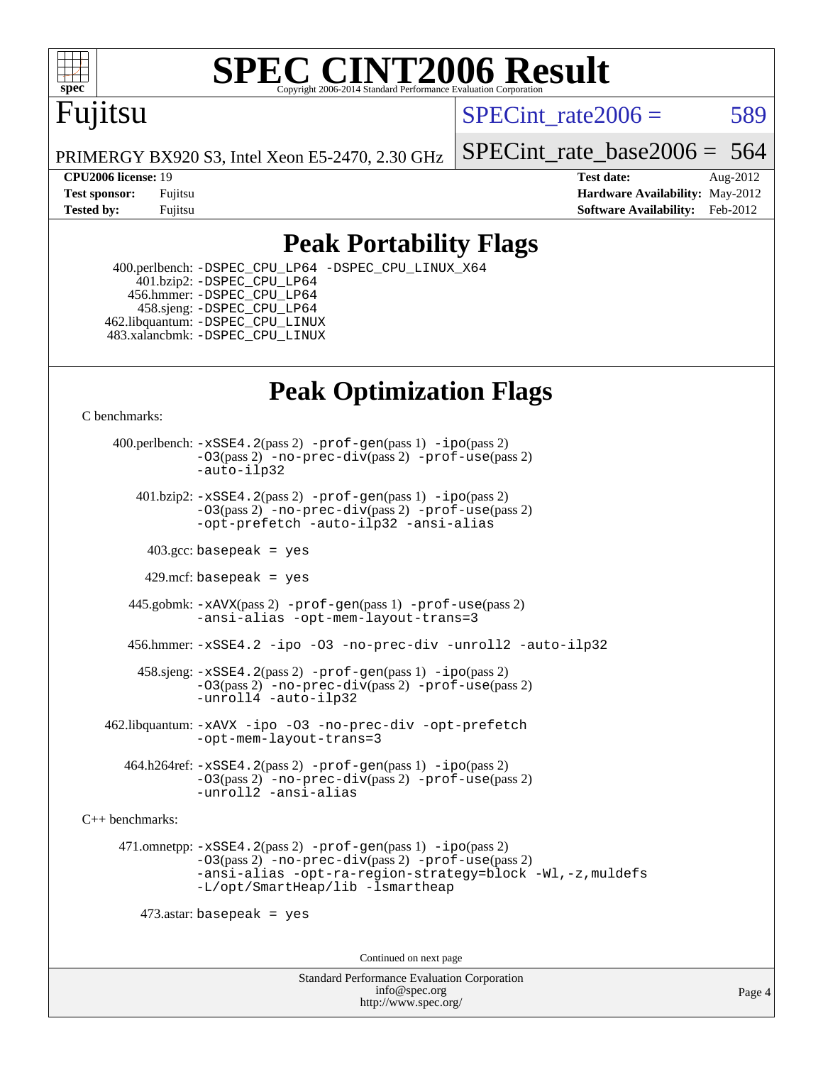# SPEC CINT2006 Result

Copyright 2006-2014 Standard Performance Evaluation Corporation

**Fujitsu**

PRIMERGY BX920 S3, Intel Xeon E5-2470, 2.30 GHz

SPECint_rate2006 = 589

SPECint_rate_base2006 = 564

| | | | |
|---|---|---|---|
| **CPU2006 license:** 19 | | **Test date:** | Aug-2012 |
| **Test sponsor:** | Fujitsu | **Hardware Availability:** | May-2012 |
| **Tested by:** | Fujitsu | **Software Availability:** | Feb-2012 |

## Peak Portability Flags

400.perlbench: -DSPEC_CPU_LP64 -DSPEC_CPU_LINUX_X64
401.bzip2: -DSPEC_CPU_LP64
456.hmmer: -DSPEC_CPU_LP64
458.sjeng: -DSPEC_CPU_LP64
462.libquantum: -DSPEC_CPU_LINUX
483.xalancbmk: -DSPEC_CPU_LINUX

## Peak Optimization Flags

C benchmarks:

400.perlbench: -xSSE4.2(pass 2) -prof-gen(pass 1) -ipo(pass 2) -O3(pass 2) -no-prec-div(pass 2) -prof-use(pass 2) -auto-ilp32

401.bzip2: -xSSE4.2(pass 2) -prof-gen(pass 1) -ipo(pass 2) -O3(pass 2) -no-prec-div(pass 2) -prof-use(pass 2) -opt-prefetch -auto-ilp32 -ansi-alias

403.gcc: basepeak = yes

429.mcf: basepeak = yes

445.gobmk: -xAVX(pass 2) -prof-gen(pass 1) -prof-use(pass 2) -ansi-alias -opt-mem-layout-trans=3

456.hmmer: -xSSE4.2 -ipo -O3 -no-prec-div -unroll2 -auto-ilp32

458.sjeng: -xSSE4.2(pass 2) -prof-gen(pass 1) -ipo(pass 2) -O3(pass 2) -no-prec-div(pass 2) -prof-use(pass 2) -unroll4 -auto-ilp32

462.libquantum: -xAVX -ipo -O3 -no-prec-div -opt-prefetch -opt-mem-layout-trans=3

464.h264ref: -xSSE4.2(pass 2) -prof-gen(pass 1) -ipo(pass 2) -O3(pass 2) -no-prec-div(pass 2) -prof-use(pass 2) -unroll2 -ansi-alias

C++ benchmarks:

471.omnetpp: -xSSE4.2(pass 2) -prof-gen(pass 1) -ipo(pass 2) -O3(pass 2) -no-prec-div(pass 2) -prof-use(pass 2) -ansi-alias -opt-ra-region-strategy=block -Wl,-z,muldefs -L/opt/SmartHeap/lib -lsmartheap

473.astar: basepeak = yes

Continued on next page

Standard Performance Evaluation Corporation
info@spec.org
http://www.spec.org/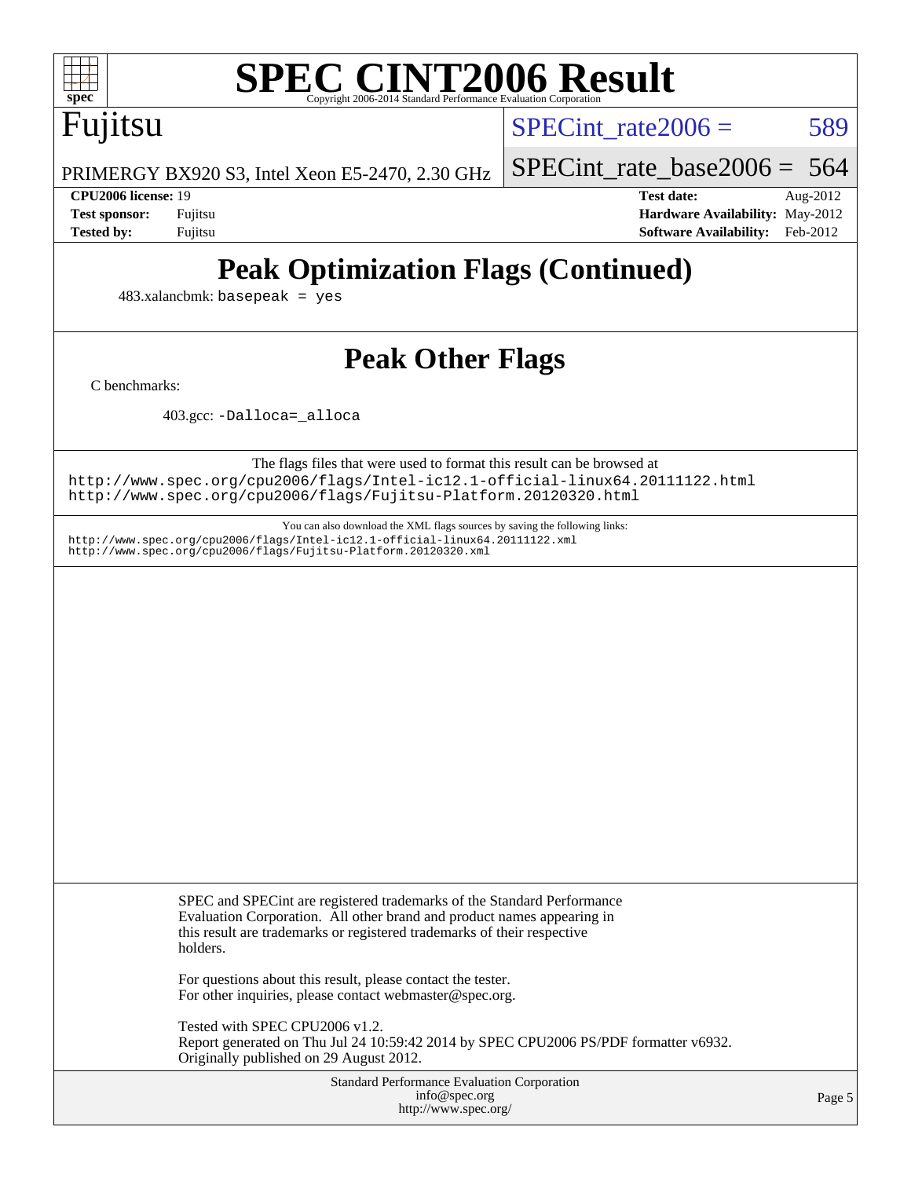# Peak Optimization Flags (Continued)

483.xalancbmk: basepeak = yes

# Peak Other Flags

C benchmarks:

403.gcc: -Dalloca=_alloca

The flags files that were used to format this result can be browsed at
http://www.spec.org/cpu2006/flags/Intel-ic12.1-official-linux64.20111122.html
http://www.spec.org/cpu2006/flags/Fujitsu-Platform.20120320.html

You can also download the XML flags sources by saving the following links:
http://www.spec.org/cpu2006/flags/Intel-ic12.1-official-linux64.20111122.xml
http://www.spec.org/cpu2006/flags/Fujitsu-Platform.20120320.xml

SPEC and SPECint are registered trademarks of the Standard Performance Evaluation Corporation. All other brand and product names appearing in this result are trademarks or registered trademarks of their respective holders.

For questions about this result, please contact the tester.
For other inquiries, please contact webmaster@spec.org.

Tested with SPEC CPU2006 v1.2.
Report generated on Thu Jul 24 10:59:42 2014 by SPEC CPU2006 PS/PDF formatter v6932.
Originally published on 29 August 2012.